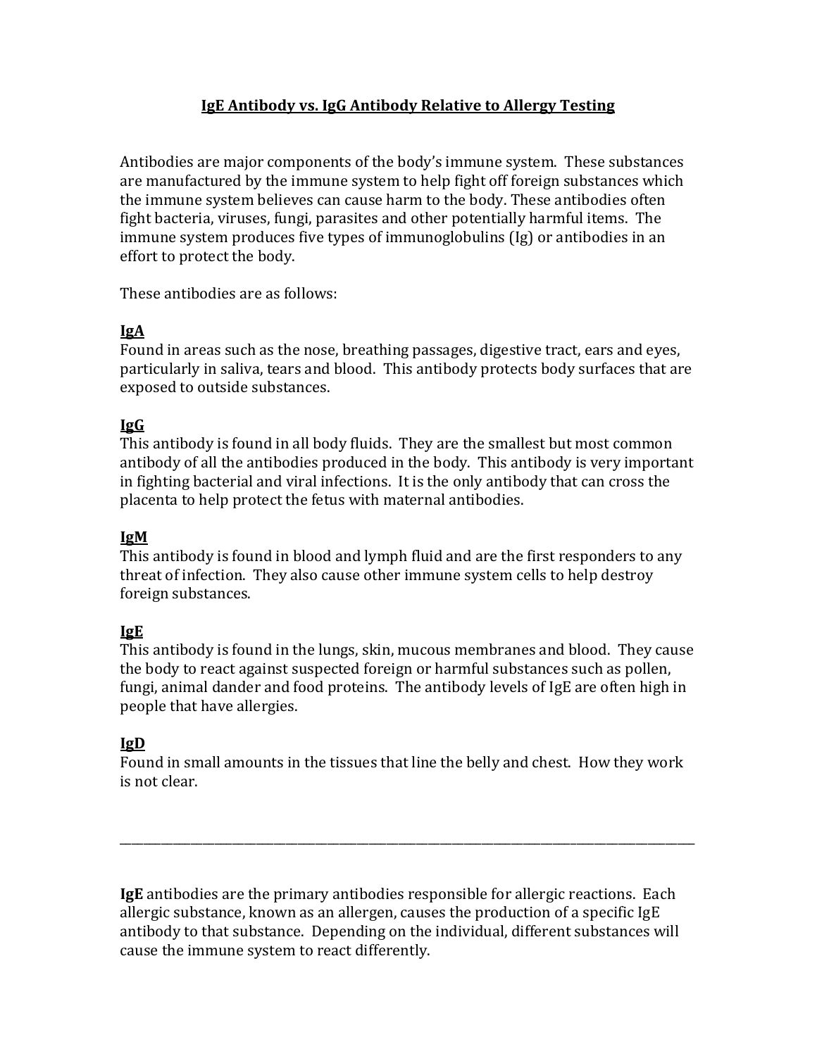# IgE Antibody vs. IgG Antibody Relative to Allergy Testing

Antibodies are major components of the body's immune system. These substances are manufactured by the immune system to help fight off foreign substances which the immune system believes can cause harm to the body. These antibodies often fight bacteria, viruses, fungi, parasites and other potentially harmful items. The immune system produces five types of immunoglobulins (Ig) or antibodies in an effort to protect the body.

These antibodies are as follows:

## IgA

Found in areas such as the nose, breathing passages, digestive tract, ears and eyes, particularly in saliva, tears and blood. This antibody protects body surfaces that are exposed to outside substances.

## IgG

This antibody is found in all body fluids. They are the smallest but most common antibody of all the antibodies produced in the body. This antibody is very important in fighting bacterial and viral infections. It is the only antibody that can cross the placenta to help protect the fetus with maternal antibodies.

## IgM

This antibody is found in blood and lymph fluid and are the first responders to any threat of infection. They also cause other immune system cells to help destroy foreign substances.

## IgE

This antibody is found in the lungs, skin, mucous membranes and blood. They cause the body to react against suspected foreign or harmful substances such as pollen, fungi, animal dander and food proteins. The antibody levels of IgE are often high in people that have allergies.

## IgD

Found in small amounts in the tissues that line the belly and chest. How they work is not clear.

---

**IgE** antibodies are the primary antibodies responsible for allergic reactions. Each allergic substance, known as an allergen, causes the production of a specific IgE antibody to that substance. Depending on the individual, different substances will cause the immune system to react differently.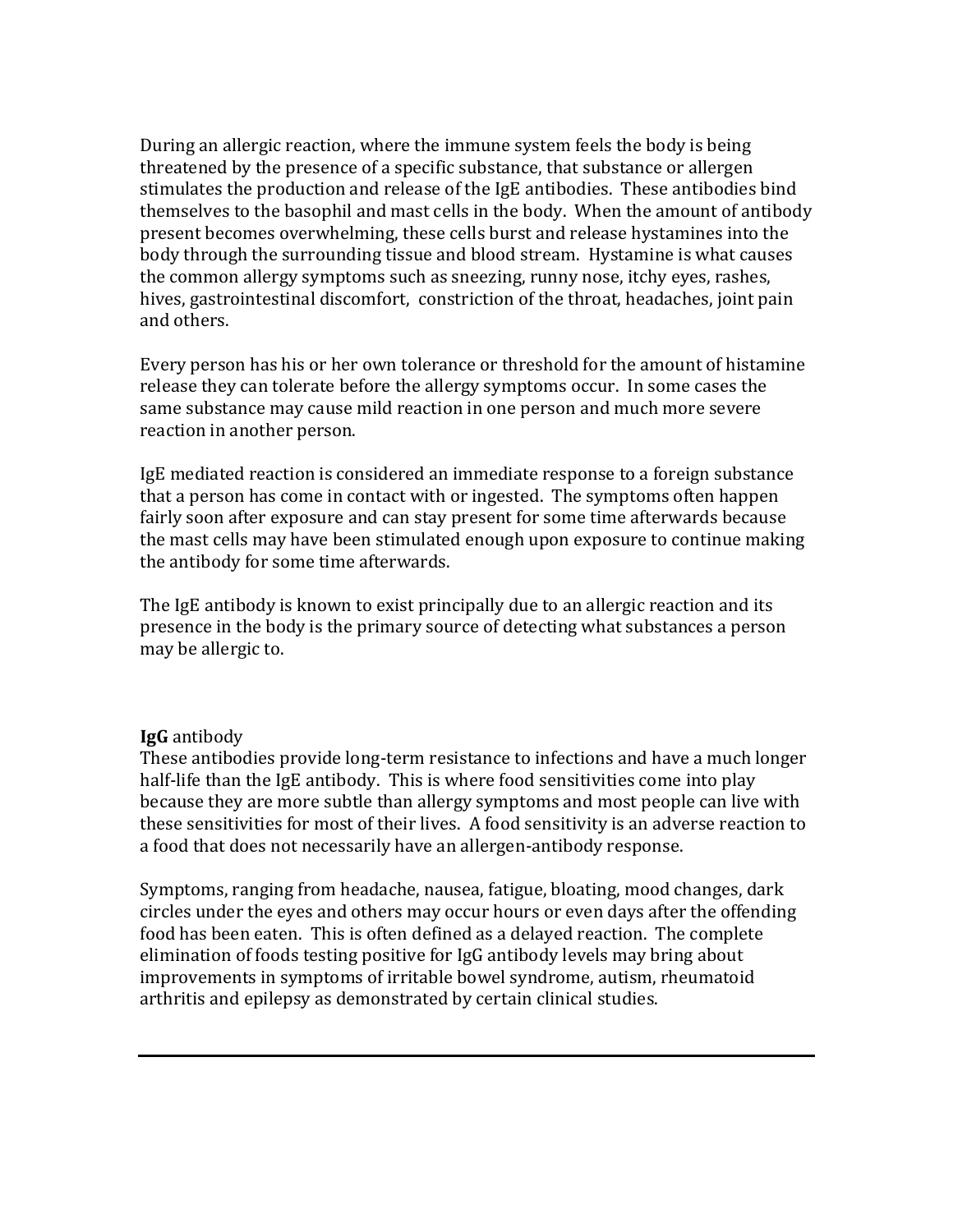During an allergic reaction, where the immune system feels the body is being threatened by the presence of a specific substance, that substance or allergen stimulates the production and release of the IgE antibodies. These antibodies bind themselves to the basophil and mast cells in the body. When the amount of antibody present becomes overwhelming, these cells burst and release hystamines into the body through the surrounding tissue and blood stream. Hystamine is what causes the common allergy symptoms such as sneezing, runny nose, itchy eyes, rashes, hives, gastrointestinal discomfort, constriction of the throat, headaches, joint pain and others.

Every person has his or her own tolerance or threshold for the amount of histamine release they can tolerate before the allergy symptoms occur. In some cases the same substance may cause mild reaction in one person and much more severe reaction in another person.

IgE mediated reaction is considered an immediate response to a foreign substance that a person has come in contact with or ingested. The symptoms often happen fairly soon after exposure and can stay present for some time afterwards because the mast cells may have been stimulated enough upon exposure to continue making the antibody for some time afterwards.

The IgE antibody is known to exist principally due to an allergic reaction and its presence in the body is the primary source of detecting what substances a person may be allergic to.

**IgG** antibody

These antibodies provide long-term resistance to infections and have a much longer half-life than the IgE antibody. This is where food sensitivities come into play because they are more subtle than allergy symptoms and most people can live with these sensitivities for most of their lives. A food sensitivity is an adverse reaction to a food that does not necessarily have an allergen-antibody response.

Symptoms, ranging from headache, nausea, fatigue, bloating, mood changes, dark circles under the eyes and others may occur hours or even days after the offending food has been eaten. This is often defined as a delayed reaction. The complete elimination of foods testing positive for IgG antibody levels may bring about improvements in symptoms of irritable bowel syndrome, autism, rheumatoid arthritis and epilepsy as demonstrated by certain clinical studies.

---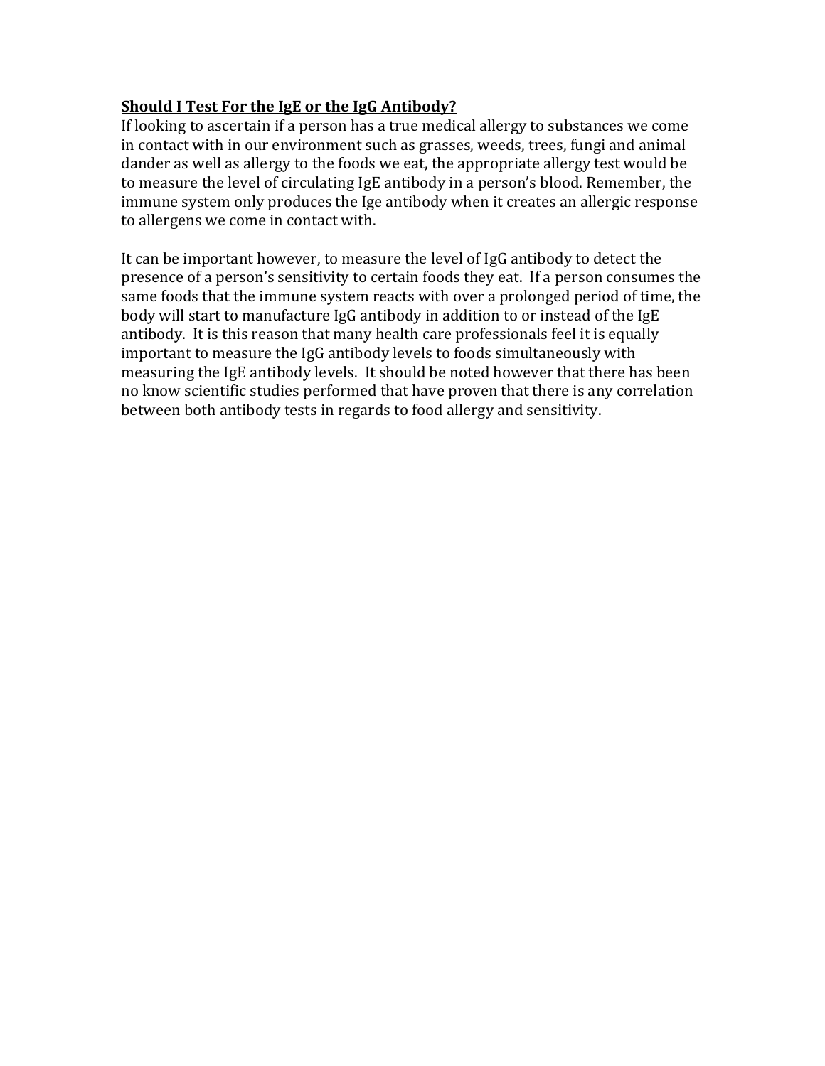**Should I Test For the IgE or the IgG Antibody?**

If looking to ascertain if a person has a true medical allergy to substances we come in contact with in our environment such as grasses, weeds, trees, fungi and animal dander as well as allergy to the foods we eat, the appropriate allergy test would be to measure the level of circulating IgE antibody in a person's blood. Remember, the immune system only produces the Ige antibody when it creates an allergic response to allergens we come in contact with.

It can be important however, to measure the level of IgG antibody to detect the presence of a person's sensitivity to certain foods they eat. If a person consumes the same foods that the immune system reacts with over a prolonged period of time, the body will start to manufacture IgG antibody in addition to or instead of the IgE antibody. It is this reason that many health care professionals feel it is equally important to measure the IgG antibody levels to foods simultaneously with measuring the IgE antibody levels. It should be noted however that there has been no know scientific studies performed that have proven that there is any correlation between both antibody tests in regards to food allergy and sensitivity.